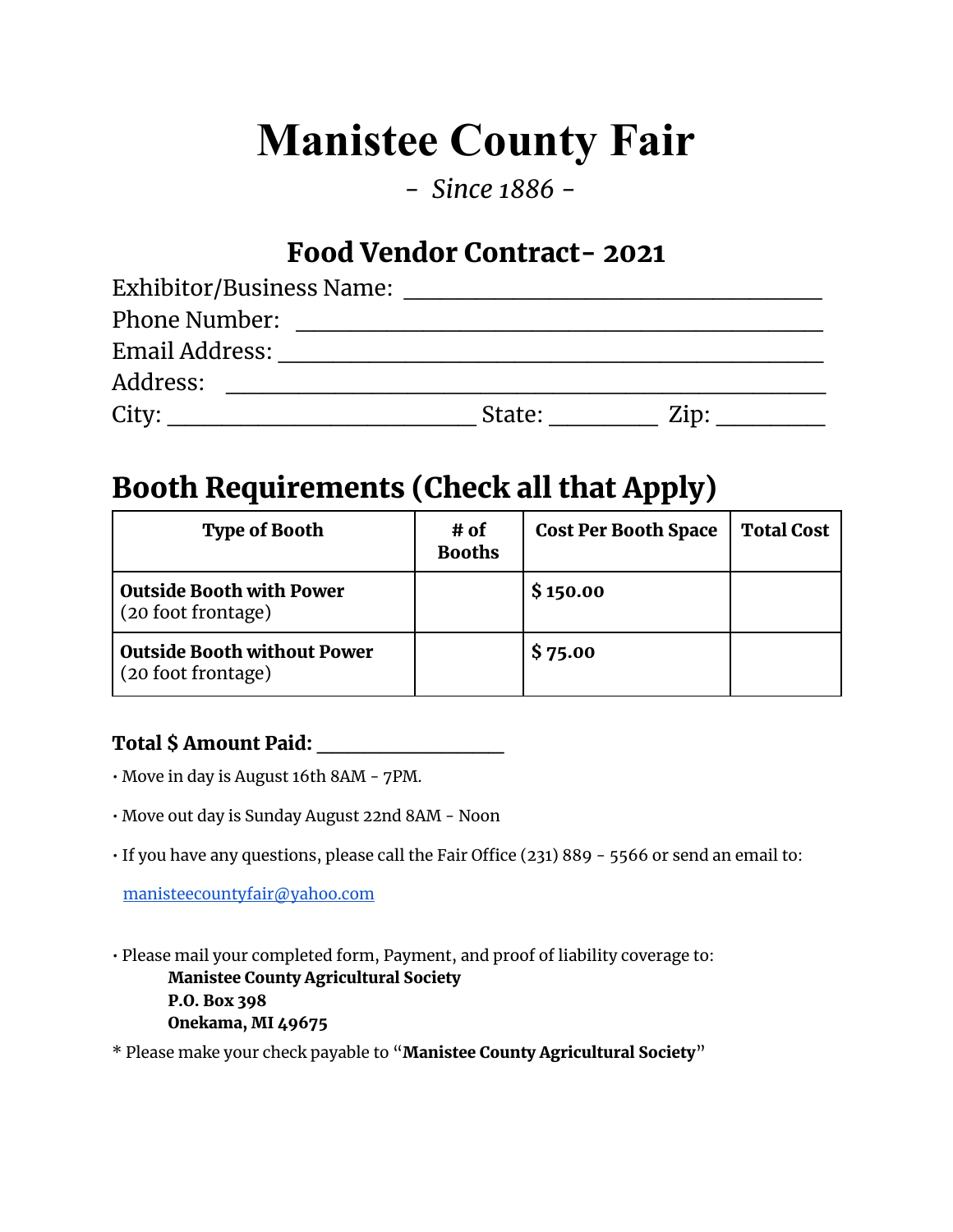# Manistee County Fair

*- Since 1886 -*

## Food Vendor Contract- 2021

Exhibitor/Business Name: ___________________________________

Phone Number: ____________________________________________

Email Address: ____________________________________________

Address: _________________________________________________

City: __________________________ State: _________ Zip: _________

## Booth Requirements (Check all that Apply)

| Type of Booth | # of Booths | Cost Per Booth Space | Total Cost |
|---|---|---|---|
| **Outside Booth with Power** (20 foot frontage) | | **$ 150.00** | |
| **Outside Booth without Power** (20 foot frontage) | | **$ 75.00** | |

**Total $ Amount Paid:** ________________

- Move in day is August 16th 8AM - 7PM.
- Move out day is Sunday August 22nd 8AM - Noon
- If you have any questions, please call the Fair Office (231) 889 - 5566 or send an email to:

  manisteecountyfair@yahoo.com

- Please mail your completed form, Payment, and proof of liability coverage to:

  **Manistee County Agricultural Society**
  **P.O. Box 398**
  **Onekama, MI 49675**

* Please make your check payable to "**Manistee County Agricultural Society**"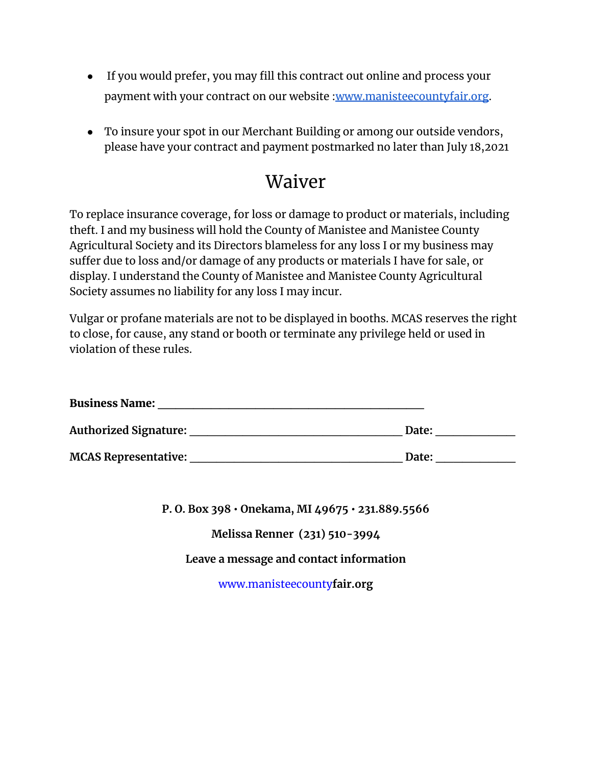- If you would prefer, you may fill this contract out online and process your payment with your contract on our website :www.manisteecountyfair.org.

- To insure your spot in our Merchant Building or among our outside vendors, please have your contract and payment postmarked no later than July 18,2021

# Waiver

To replace insurance coverage, for loss or damage to product or materials, including theft. I and my business will hold the County of Manistee and Manistee County Agricultural Society and its Directors blameless for any loss I or my business may suffer due to loss and/or damage of any products or materials I have for sale, or display. I understand the County of Manistee and Manistee County Agricultural Society assumes no liability for any loss I may incur.

Vulgar or profane materials are not to be displayed in booths. MCAS reserves the right to close, for cause, any stand or booth or terminate any privilege held or used in violation of these rules.

**Business Name:** ____________________________________________

**Authorized Signature:** ___________________________________ **Date:** _____________

**MCAS Representative:** ___________________________________ **Date:** _____________

**P. O. Box 398 • Onekama, MI 49675 • 231.889.5566**

**Melissa Renner (231) 510-3994**

**Leave a message and contact information**

www.manisteecounty**fair.org**